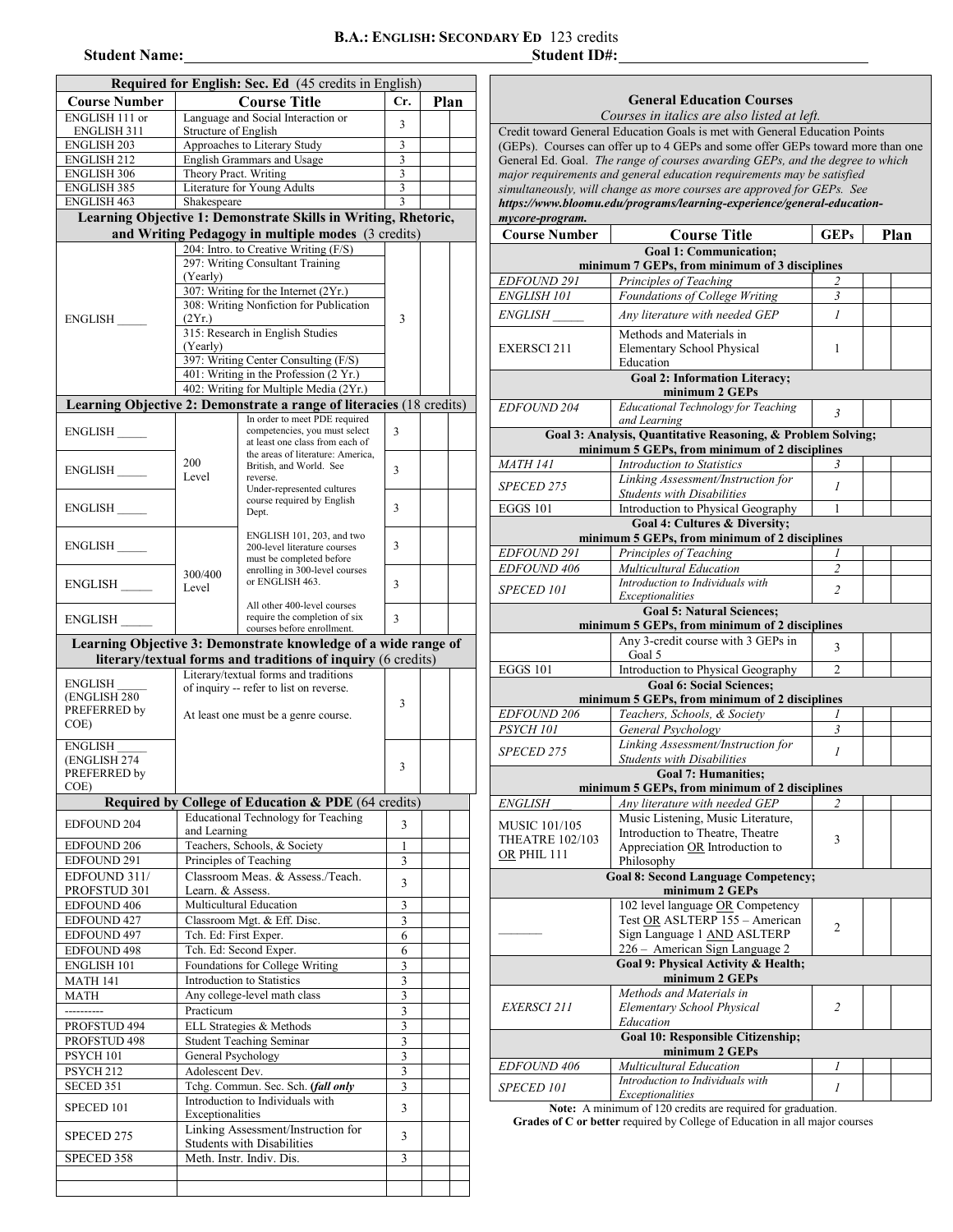# B.A.: ENGLISH: SECONDARY ED 123 credits

**Student Name:**\_\_\_\_\_\_\_\_\_\_\_\_\_\_\_\_\_\_\_\_\_\_\_\_\_\_\_\_\_\_\_\_\_\_\_\_\_\_\_\_\_\_\_\_ **Student ID#:**\_\_\_\_\_\_\_\_\_\_\_\_\_\_\_\_\_\_\_\_\_\_\_\_\_\_\_\_\_\_\_\_

| Required for English: Sec. Ed (45 credits in English) | | | | |
|---|---|---|---|---|
| **Course Number** | **Course Title** | **Cr.** | **Plan** | |
| ENGLISH 111 or ENGLISH 311 | Language and Social Interaction or Structure of English | 3 | | |
| ENGLISH 203 | Approaches to Literary Study | 3 | | |
| ENGLISH 212 | English Grammars and Usage | 3 | | |
| ENGLISH 306 | Theory Pract. Writing | 3 | | |
| ENGLISH 385 | Literature for Young Adults | 3 | | |
| ENGLISH 463 | Shakespeare | 3 | | |
| **Learning Objective 1: Demonstrate Skills in Writing, Rhetoric, and Writing Pedagogy in multiple modes** (3 credits) | | | | |
| ENGLISH \_\_\_\_\_ | 204: Intro. to Creative Writing (F/S); 297: Writing Consultant Training (Yearly); 307: Writing for the Internet (2Yr.); 308: Writing Nonfiction for Publication (2Yr.); 315: Research in English Studies (Yearly); 397: Writing Center Consulting (F/S); 401: Writing in the Profession (2 Yr.); 402: Writing for Multiple Media (2Yr.) | 3 | | |
| **Learning Objective 2: Demonstrate a range of literacies** (18 credits) | | | | |
| ENGLISH \_\_\_\_\_ | 200 Level — In order to meet PDE required competencies, you must select at least one class from each of the areas of literature: America, British, and World. See reverse. | 3 | | |
| ENGLISH \_\_\_\_\_ | 200 Level — Under-represented cultures course required by English Dept. | 3 | | |
| ENGLISH \_\_\_\_\_ | 200 Level | 3 | | |
| ENGLISH \_\_\_\_\_ | 300/400 Level — ENGLISH 101, 203, and two 200-level literature courses must be completed before enrolling in 300-level courses or ENGLISH 463. | 3 | | |
| ENGLISH \_\_\_\_\_ | 300/400 Level — All other 400-level courses require the completion of six courses before enrollment. | 3 | | |
| ENGLISH \_\_\_\_\_ | 300/400 Level | 3 | | |
| **Learning Objective 3: Demonstrate knowledge of a wide range of literary/textual forms and traditions of inquiry** (6 credits) | | | | |
| ENGLISH \_\_\_\_\_ (ENGLISH 280 PREFERRED by COE) | Literary/textual forms and traditions of inquiry -- refer to list on reverse. At least one must be a genre course. | 3 | | |
| ENGLISH \_\_\_\_\_ (ENGLISH 274 PREFERRED by COE) | | 3 | | |
| **Required by College of Education & PDE** (64 credits) | | | | |
| EDFOUND 204 | Educational Technology for Teaching and Learning | 3 | | |
| EDFOUND 206 | Teachers, Schools, & Society | 1 | | |
| EDFOUND 291 | Principles of Teaching | 3 | | |
| EDFOUND 311/ PROFSTUD 301 | Classroom Meas. & Assess./Teach. Learn. & Assess. | 3 | | |
| EDFOUND 406 | Multicultural Education | 3 | | |
| EDFOUND 427 | Classroom Mgt. & Eff. Disc. | 3 | | |
| EDFOUND 497 | Tch. Ed: First Exper. | 6 | | |
| EDFOUND 498 | Tch. Ed: Second Exper. | 6 | | |
| ENGLISH 101 | Foundations for College Writing | 3 | | |
| MATH 141 | Introduction to Statistics | 3 | | |
| MATH | Any college-level math class | 3 | | |
| ---------- | Practicum | 3 | | |
| PROFSTUD 494 | ELL Strategies & Methods | 3 | | |
| PROFSTUD 498 | Student Teaching Seminar | 3 | | |
| PSYCH 101 | General Psychology | 3 | | |
| PSYCH 212 | Adolescent Dev. | 3 | | |
| SECED 351 | Tchg. Commun. Sec. Sch. (***fall only*** | 3 | | |
| SPECED 101 | Introduction to Individuals with Exceptionalities | 3 | | |
| SPECED 275 | Linking Assessment/Instruction for Students with Disabilities | 3 | | |
| SPECED 358 | Meth. Instr. Indiv. Dis. | 3 | | |
| | | | | |
| | | | | |

## General Education Courses

*Courses in italics are also listed at left.*

Credit toward General Education Goals is met with General Education Points (GEPs). Courses can offer up to 4 GEPs and some offer GEPs toward more than one General Ed. Goal. *The range of courses awarding GEPs, and the degree to which major requirements and general education requirements may be satisfied simultaneously, will change as more courses are approved for GEPs. See* ***https://www.bloomu.edu/programs/learning-experience/general-education-mycore-program.***

| **Course Number** | **Course Title** | **GEPs** | **Plan** | |
|---|---|---|---|---|
| **Goal 1: Communication; minimum 7 GEPs, from minimum of 3 disciplines** | | | | |
| *EDFOUND 291* | *Principles of Teaching* | *2* | | |
| *ENGLISH 101* | *Foundations of College Writing* | *3* | | |
| *ENGLISH \_\_\_\_\_* | *Any literature with needed GEP* | *1* | | |
| EXERSCI 211 | Methods and Materials in Elementary School Physical Education | 1 | | |
| **Goal 2: Information Literacy; minimum 2 GEPs** | | | | |
| *EDFOUND 204* | *Educational Technology for Teaching and Learning* | *3* | | |
| **Goal 3: Analysis, Quantitative Reasoning, & Problem Solving; minimum 5 GEPs, from minimum of 2 disciplines** | | | | |
| *MATH 141* | *Introduction to Statistics* | *3* | | |
| *SPECED 275* | *Linking Assessment/Instruction for Students with Disabilities* | *1* | | |
| EGGS 101 | Introduction to Physical Geography | 1 | | |
| **Goal 4: Cultures & Diversity; minimum 5 GEPs, from minimum of 2 disciplines** | | | | |
| *EDFOUND 291* | *Principles of Teaching* | *1* | | |
| *EDFOUND 406* | *Multicultural Education* | *2* | | |
| *SPECED 101* | *Introduction to Individuals with Exceptionalities* | *2* | | |
| **Goal 5: Natural Sciences; minimum 5 GEPs, from minimum of 2 disciplines** | | | | |
| | Any 3-credit course with 3 GEPs in Goal 5 | 3 | | |
| EGGS 101 | Introduction to Physical Geography | 2 | | |
| **Goal 6: Social Sciences; minimum 5 GEPs, from minimum of 2 disciplines** | | | | |
| *EDFOUND 206* | *Teachers, Schools, & Society* | *1* | | |
| *PSYCH 101* | *General Psychology* | *3* | | |
| *SPECED 275* | *Linking Assessment/Instruction for Students with Disabilities* | *1* | | |
| **Goal 7: Humanities; minimum 5 GEPs, from minimum of 2 disciplines** | | | | |
| *ENGLISH \_\_\_* | *Any literature with needed GEP* | *2* | | |
| MUSIC 101/105 THEATRE 102/103 OR PHIL 111 | Music Listening, Music Literature, Introduction to Theatre, Theatre Appreciation OR Introduction to Philosophy | 3 | | |
| **Goal 8: Second Language Competency; minimum 2 GEPs** | | | | |
| \_\_\_\_\_\_\_ | 102 level language OR Competency Test OR ASLTERP 155 – American Sign Language 1 AND ASLTERP 226 – American Sign Language 2 | 2 | | |
| **Goal 9: Physical Activity & Health; minimum 2 GEPs** | | | | |
| *EXERSCI 211* | *Methods and Materials in Elementary School Physical Education* | *2* | | |
| **Goal 10: Responsible Citizenship; minimum 2 GEPs** | | | | |
| *EDFOUND 406* | *Multicultural Education* | *1* | | |
| *SPECED 101* | *Introduction to Individuals with Exceptionalities* | *1* | | |

**Note:** A minimum of 120 credits are required for graduation.
**Grades of C or better** required by College of Education in all major courses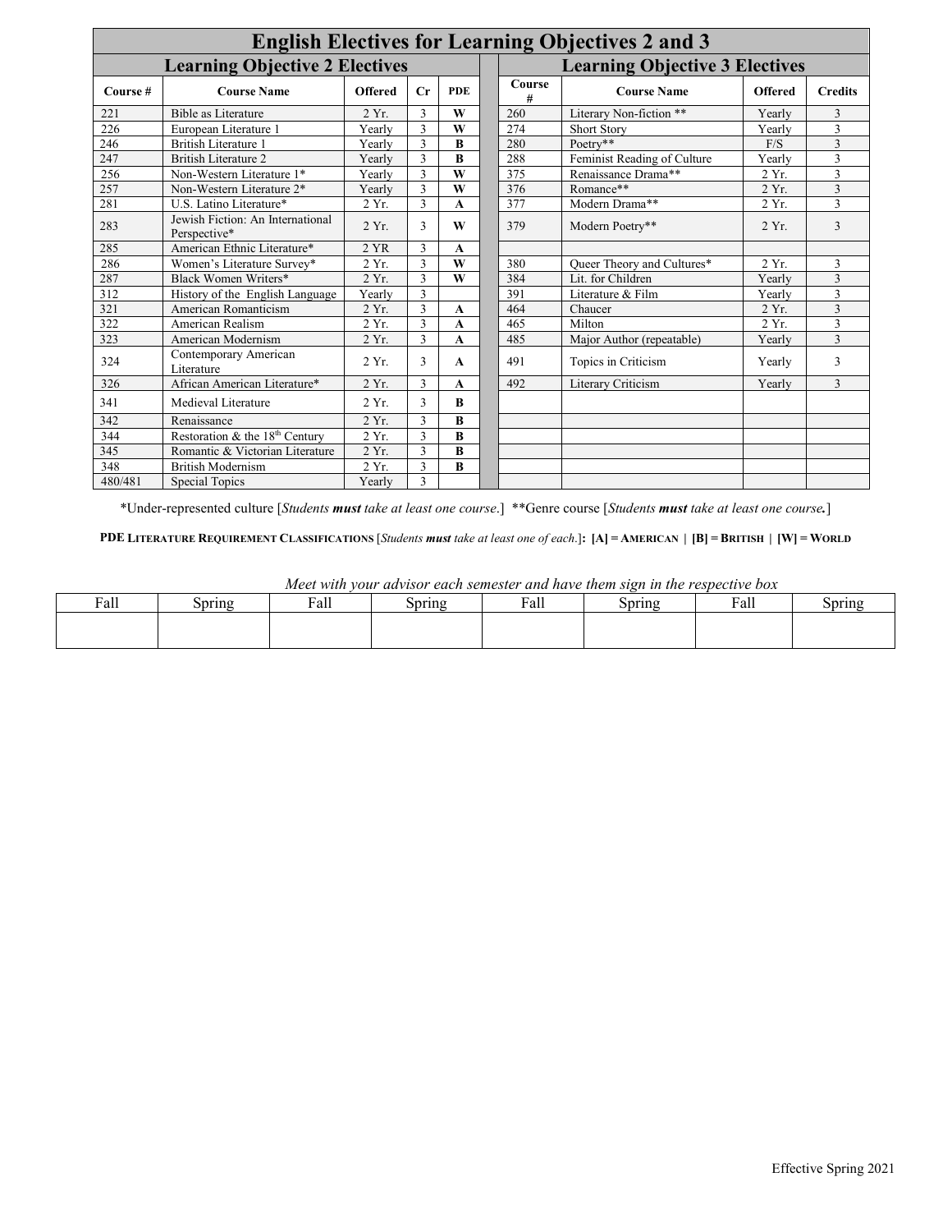# English Electives for Learning Objectives 2 and 3

| Learning Objective 2 Electives | | | | | Learning Objective 3 Electives | | | |
|---|---|---|---|---|---|---|---|---|
| Course # | Course Name | Offered | Cr | PDE | Course # | Course Name | Offered | Credits |
| 221 | Bible as Literature | 2 Yr. | 3 | W | 260 | Literary Non-fiction ** | Yearly | 3 |
| 226 | European Literature 1 | Yearly | 3 | W | 274 | Short Story | Yearly | 3 |
| 246 | British Literature 1 | Yearly | 3 | B | 280 | Poetry** | F/S | 3 |
| 247 | British Literature 2 | Yearly | 3 | B | 288 | Feminist Reading of Culture | Yearly | 3 |
| 256 | Non-Western Literature 1* | Yearly | 3 | W | 375 | Renaissance Drama** | 2 Yr. | 3 |
| 257 | Non-Western Literature 2* | Yearly | 3 | W | 376 | Romance** | 2 Yr. | 3 |
| 281 | U.S. Latino Literature* | 2 Yr. | 3 | A | 377 | Modern Drama** | 2 Yr. | 3 |
| 283 | Jewish Fiction: An International Perspective* | 2 Yr. | 3 | W | 379 | Modern Poetry** | 2 Yr. | 3 |
| 285 | American Ethnic Literature* | 2 YR | 3 | A | | | | |
| 286 | Women's Literature Survey* | 2 Yr. | 3 | W | 380 | Queer Theory and Cultures* | 2 Yr. | 3 |
| 287 | Black Women Writers* | 2 Yr. | 3 | W | 384 | Lit. for Children | Yearly | 3 |
| 312 | History of the English Language | Yearly | 3 | | 391 | Literature & Film | Yearly | 3 |
| 321 | American Romanticism | 2 Yr. | 3 | A | 464 | Chaucer | 2 Yr. | 3 |
| 322 | American Realism | 2 Yr. | 3 | A | 465 | Milton | 2 Yr. | 3 |
| 323 | American Modernism | 2 Yr. | 3 | A | 485 | Major Author (repeatable) | Yearly | 3 |
| 324 | Contemporary American Literature | 2 Yr. | 3 | A | 491 | Topics in Criticism | Yearly | 3 |
| 326 | African American Literature* | 2 Yr. | 3 | A | 492 | Literary Criticism | Yearly | 3 |
| 341 | Medieval Literature | 2 Yr. | 3 | B | | | | |
| 342 | Renaissance | 2 Yr. | 3 | B | | | | |
| 344 | Restoration & the 18th Century | 2 Yr. | 3 | B | | | | |
| 345 | Romantic & Victorian Literature | 2 Yr. | 3 | B | | | | |
| 348 | British Modernism | 2 Yr. | 3 | B | | | | |
| 480/481 | Special Topics | Yearly | 3 | | | | | |

*Under-represented culture [*Students **must** take at least one course*.] **Genre course [*Students **must** take at least one course.*]

**PDE LITERATURE REQUIREMENT CLASSIFICATIONS** [*Students **must** take at least one of each.*]**: [A] = AMERICAN | [B] = BRITISH | [W] = WORLD**

*Meet with your advisor each semester and have them sign in the respective box*

| Fall | Spring | Fall | Spring | Fall | Spring | Fall | Spring |
|---|---|---|---|---|---|---|---|
| | | | | | | | |

Effective Spring 2021